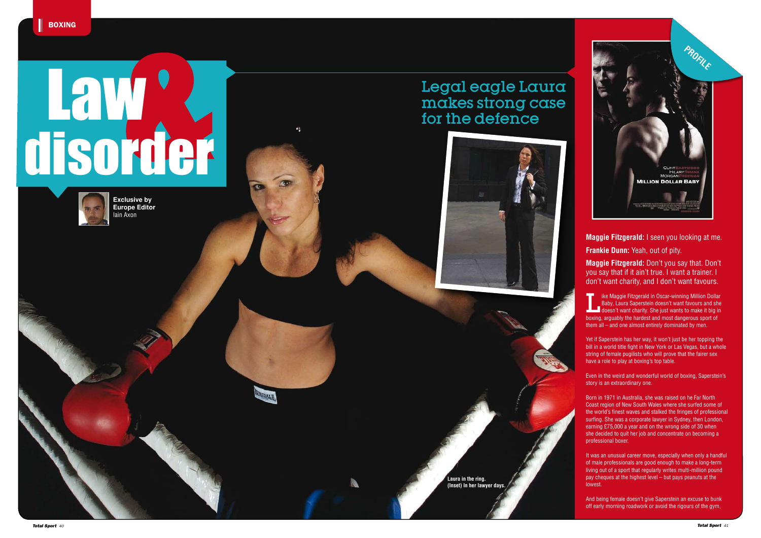BOXING

# Law & disorder

## Legal eagle Laura makes strong case for the defence

**Exclusive by Europe Editor** Iain Axon

Laura in the ring. (Inset) In her lawyer days.

PROFILE

**Maggie Fitzgerald:** I seen you looking at me.

**Frankie Dunn:** Yeah, out of pity.

**Maggie Fitzgerald:** Don't you say that. Don't you say that if it ain't true. I want a trainer. I don't want charity, and I don't want favours.

Like Maggie Fitzgerald in Oscar-winning Million Dollar Baby, Laura Saperstein doesn't want favours and she doesn't want charity. She just wants to make it big in boxing, arguably the hardest and most dangerous sport of them all – and one almost entirely dominated by men.

Yet if Saperstein has her way, it won't just be her topping the bill in a world title fight in New York or Las Vegas, but a whole string of female pugilists who will prove that the fairer sex have a role to play at boxing's top table.

Even in the weird and wonderful world of boxing, Saperstein's story is an extraordinary one.

Born in 1971 in Australia, she was raised on he Far North Coast region of New South Wales where she surfed some of the world's finest waves and stalked the fringes of professional surfing. She was a corporate lawyer in Sydney, then London, earning £75,000 a year and on the wrong side of 30 when she decided to quit her job and concentrate on becoming a professional boxer.

It was an unusual career move, especially when only a handful of male professionals are good enough to make a long-term living out of a sport that regularly writes multi-million pound pay cheques at the highest level – but pays peanuts at the lowest.

And being female doesn't give Saperstein an excuse to bunk off early morning roadwork or avoid the rigours of the gym,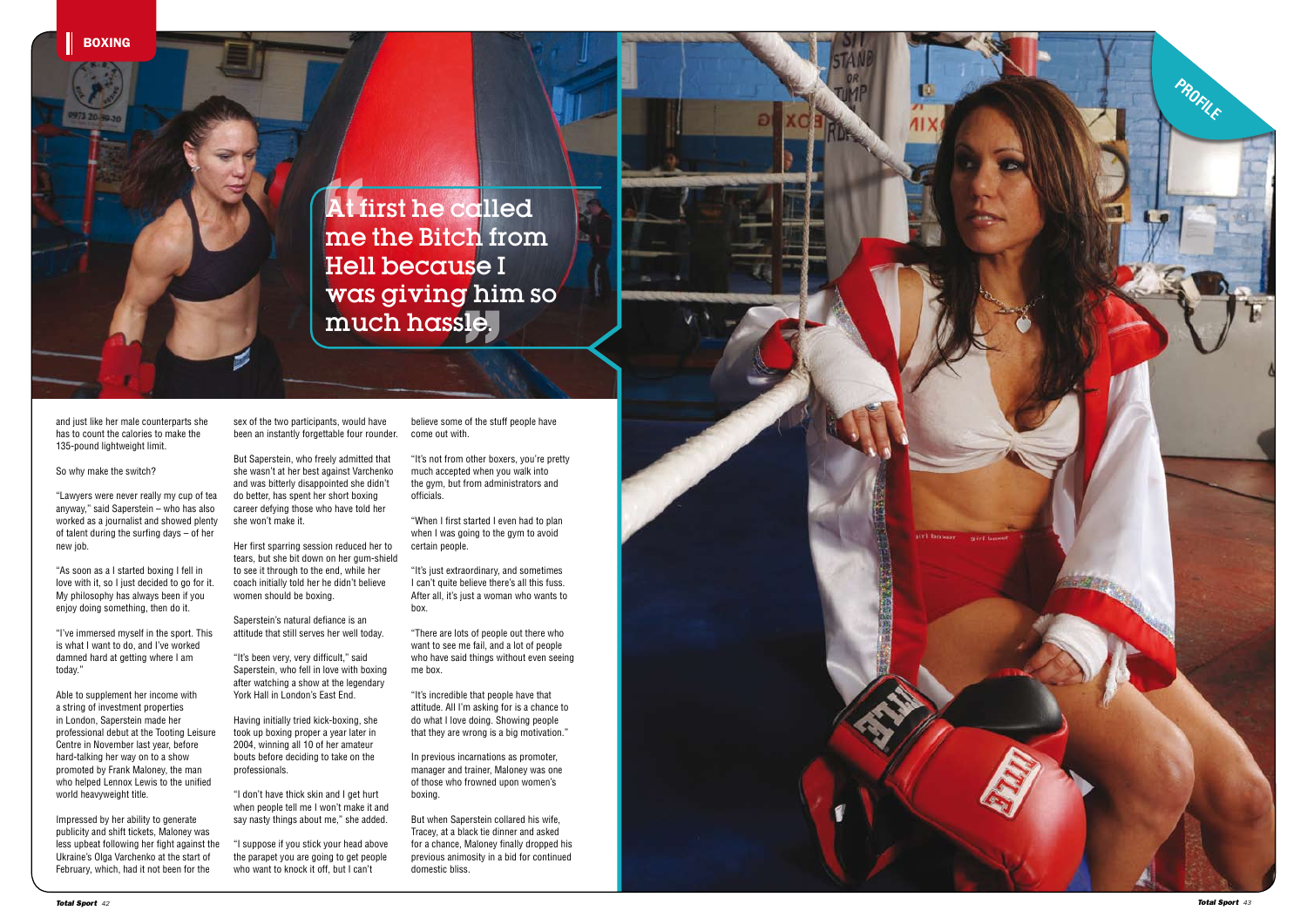> At first he called me the Bitch from Hell because I was giving him so much hassle.

and just like her male counterparts she has to count the calories to make the 135-pound lightweight limit.

So why make the switch?

"Lawyers were never really my cup of tea anyway," said Saperstein – who has also worked as a journalist and showed plenty of talent during the surfing days – of her new job.

"As soon as a I started boxing I fell in love with it, so I just decided to go for it. My philosophy has always been if you enjoy doing something, then do it.

"I've immersed myself in the sport. This is what I want to do, and I've worked damned hard at getting where I am today."

Able to supplement her income with a string of investment properties in London, Saperstein made her professional debut at the Tooting Leisure Centre in November last year, before hard-talking her way on to a show promoted by Frank Maloney, the man who helped Lennox Lewis to the unified world heavyweight title.

Impressed by her ability to generate publicity and shift tickets, Maloney was less upbeat following her fight against the Ukraine's Olga Varchenko at the start of February, which, had it not been for the sex of the two participants, would have been an instantly forgettable four rounder.

But Saperstein, who freely admitted that she wasn't at her best against Varchenko and was bitterly disappointed she didn't do better, has spent her short boxing career defying those who have told her she won't make it.

Her first sparring session reduced her to tears, but she bit down on her gum-shield to see it through to the end, while her coach initially told her he didn't believe women should be boxing.

Saperstein's natural defiance is an attitude that still serves her well today.

"It's been very, very difficult," said Saperstein, who fell in love with boxing after watching a show at the legendary York Hall in London's East End.

Having initially tried kick-boxing, she took up boxing proper a year later in 2004, winning all 10 of her amateur bouts before deciding to take on the professionals.

"I don't have thick skin and I get hurt when people tell me I won't make it and say nasty things about me," she added.

"I suppose if you stick your head above the parapet you are going to get people who want to knock it off, but I can't believe some of the stuff people have come out with.

"It's not from other boxers, you're pretty much accepted when you walk into the gym, but from administrators and officials.

"When I first started I even had to plan when I was going to the gym to avoid certain people.

"It's just extraordinary, and sometimes I can't quite believe there's all this fuss. After all, it's just a woman who wants to box.

"There are lots of people out there who want to see me fail, and a lot of people who have said things without even seeing me box.

"It's incredible that people have that attitude. All I'm asking for is a chance to do what I love doing. Showing people that they are wrong is a big motivation."

In previous incarnations as promoter, manager and trainer, Maloney was one of those who frowned upon women's boxing.

But when Saperstein collared his wife, Tracey, at a black tie dinner and asked for a chance, Maloney finally dropped his previous animosity in a bid for continued domestic bliss.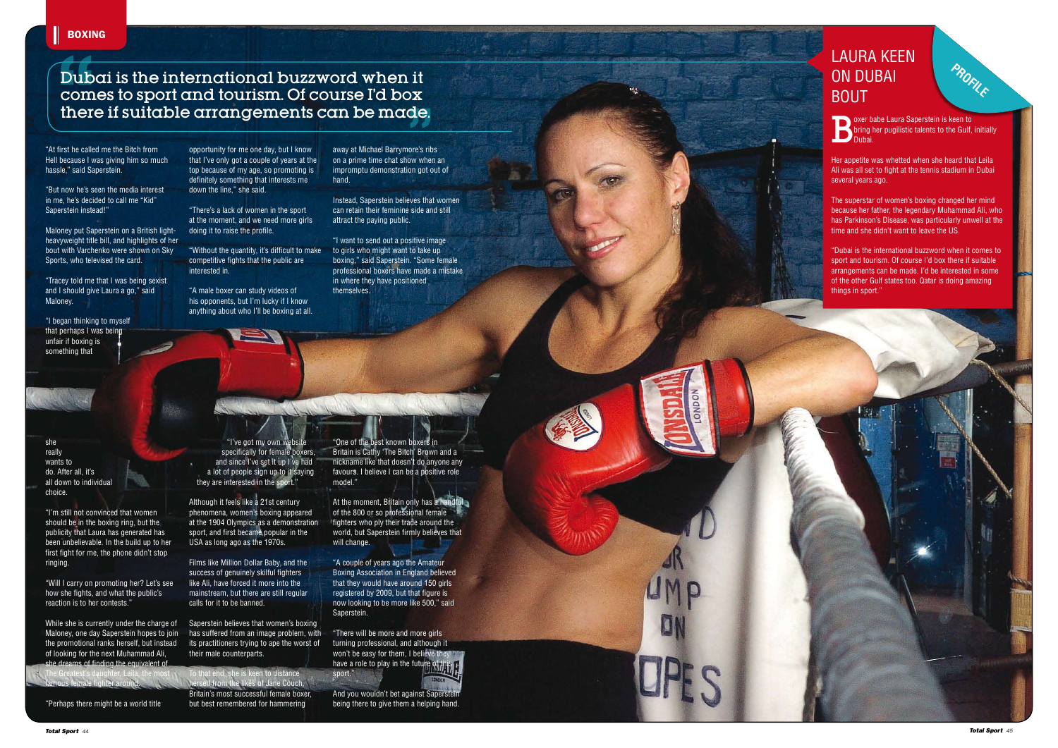Dubai is the international buzzword when it comes to sport and tourism. Of course I'd box there if suitable arrangements can be made.

"At first he called me the Bitch from Hell because I was giving him so much hassle," said Saperstein.

"But now he's seen the media interest in me, he's decided to call me "Kid" Saperstein instead!"

Maloney put Saperstein on a British light-heavyweight title bill, and highlights of her bout with Varchenko were shown on Sky Sports, who televised the card.

"Tracey told me that I was being sexist and I should give Laura a go," said Maloney.

"I began thinking to myself that perhaps I was being unfair if boxing is something that she really wants to do. After all, it's all down to individual choice.

"I'm still not convinced that women should be in the boxing ring, but the publicity that Laura has generated has been unbelievable. In the build up to her first fight for me, the phone didn't stop ringing.

"Will I carry on promoting her? Let's see how she fights, and what the public's reaction is to her contests."

While she is currently under the charge of Maloney, one day Saperstein hopes to join the promotional ranks herself, but instead of looking for the next Muhammad Ali, she dreams of finding the equivalent of The Greatest's daughter, Laila, the most famous female fighter around.

"Perhaps there might be a world title opportunity for me one day, but I know that I've only got a couple of years at the top because of my age, so promoting is definitely something that interests me down the line," she said.

"There's a lack of women in the sport at the moment, and we need more girls doing it to raise the profile.

"Without the quantity, it's difficult to make competitive fights that the public are interested in.

"A male boxer can study videos of his opponents, but I'm lucky if I know anything about who I'll be boxing at all.

"I've got my own website specifically for female boxers, and since I've set it up I've had a lot of people sign up to it saying they are interested in the sport."

Although it feels like a 21st century phenomena, women's boxing appeared at the 1904 Olympics as a demonstration sport, and first became popular in the USA as long ago as the 1970s.

Films like Million Dollar Baby, and the success of genuinely skilful fighters like Ali, have forced it more into the mainstream, but there are still regular calls for it to be banned.

Saperstein believes that women's boxing has suffered from an image problem, with its practitioners trying to ape the worst of their male counterparts.

To that end, she is keen to distance herself from the likes of Jane Couch, Britain's most successful female boxer, but best remembered for hammering away at Michael Barrymore's ribs on a prime time chat show when an impromptu demonstration got out of hand.

Instead, Saperstein believes that women can retain their feminine side and still attract the paying public.

"I want to send out a positive image to girls who might want to take up boxing," said Saperstein. "Some female professional boxers have made a mistake in where they have positioned themselves.

"One of the best known boxers in Britain is Cathy 'The Bitch' Brown and a nickname like that doesn't do anyone any favours. I believe I can be a positive role model."

At the moment, Britain only has a handful of the 800 or so professional female fighters who ply their trade around the world, but Saperstein firmly believes that will change.

"A couple of years ago the Amateur Boxing Association in England believed that they would have around 150 girls registered by 2009, but that figure is now looking to be more like 500," said Saperstein.

"There will be more and more girls turning professional, and although it won't be easy for them, I believe they have a role to play in the future of this sport."

And you wouldn't bet against Saperstein being there to give them a helping hand.

## LAURA KEEN ON DUBAI BOUT

PROFILE

Boxer babe Laura Saperstein is keen to bring her pugilistic talents to the Gulf, initially Dubai.

Her appetite was whetted when she heard that Leila Ali was all set to fight at the tennis stadium in Dubai several years ago.

The superstar of women's boxing changed her mind because her father, the legendary Muhammad Ali, who has Parkinson's Disease, was particularly unwell at the time and she didn't want to leave the US.

"Dubai is the international buzzword when it comes to sport and tourism. Of course I'd box there if suitable arrangements can be made. I'd be interested in some of the other Gulf states too. Qatar is doing amazing things in sport."